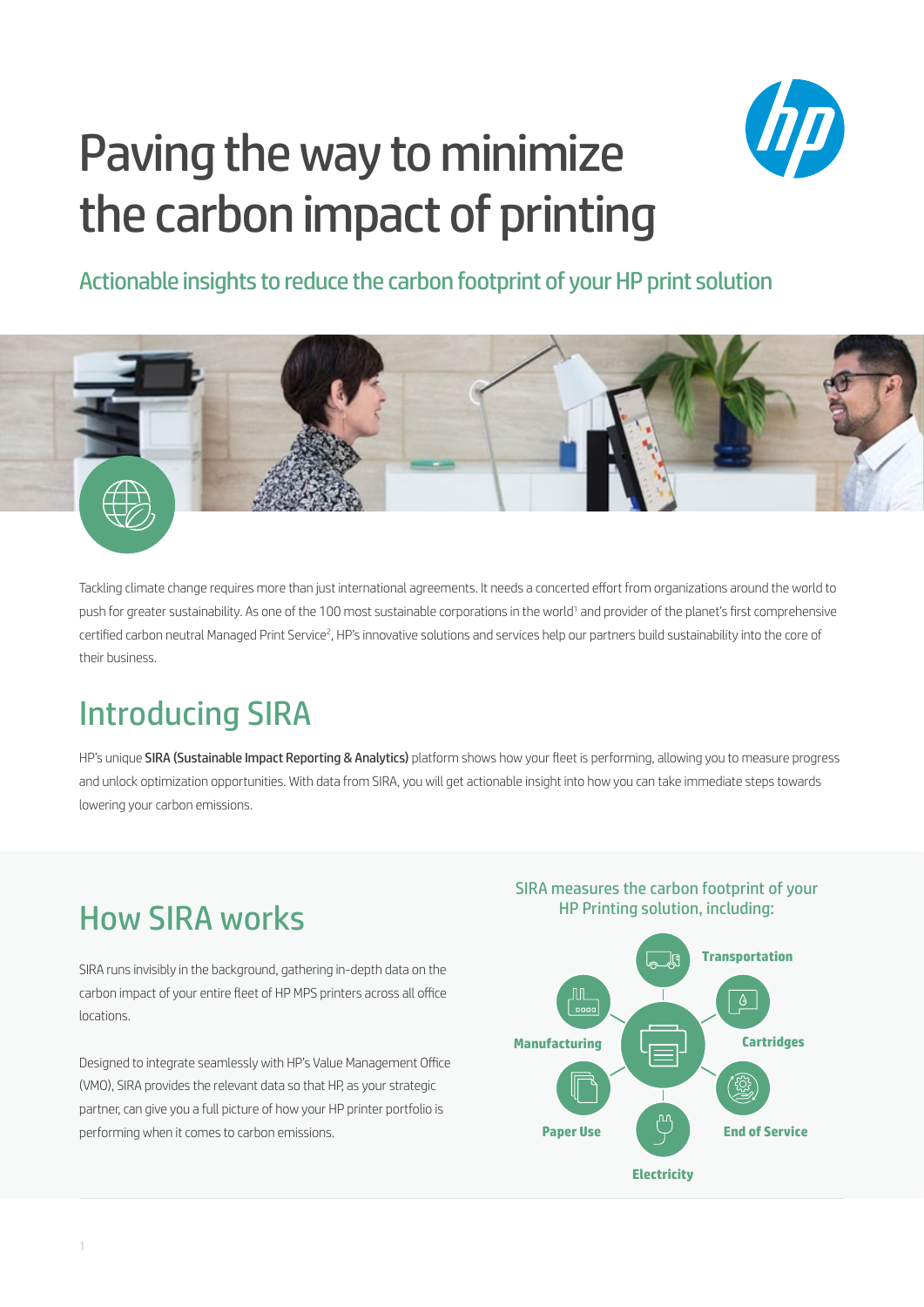# Paving the way to minimize the carbon impact of printing

## Actionable insights to reduce the carbon footprint of your HP print solution

Tackling climate change requires more than just international agreements. It needs a concerted effort from organizations around the world to push for greater sustainability. As one of the 100 most sustainable corporations in the world[1] and provider of the planet's first comprehensive certified carbon neutral Managed Print Service[2], HP's innovative solutions and services help our partners build sustainability into the core of their business.

## Introducing SIRA

HP's unique **SIRA (Sustainable Impact Reporting & Analytics)** platform shows how your fleet is performing, allowing you to measure progress and unlock optimization opportunities. With data from SIRA, you will get actionable insight into how you can take immediate steps towards lowering your carbon emissions.

## How SIRA works

SIRA runs invisibly in the background, gathering in-depth data on the carbon impact of your entire fleet of HP MPS printers across all office locations.

Designed to integrate seamlessly with HP's Value Management Office (VMO), SIRA provides the relevant data so that HP, as your strategic partner, can give you a full picture of how your HP printer portfolio is performing when it comes to carbon emissions.

SIRA measures the carbon footprint of your HP Printing solution, including:

- Transportation
- Cartridges
- End of Service
- Electricity
- Paper Use
- Manufacturing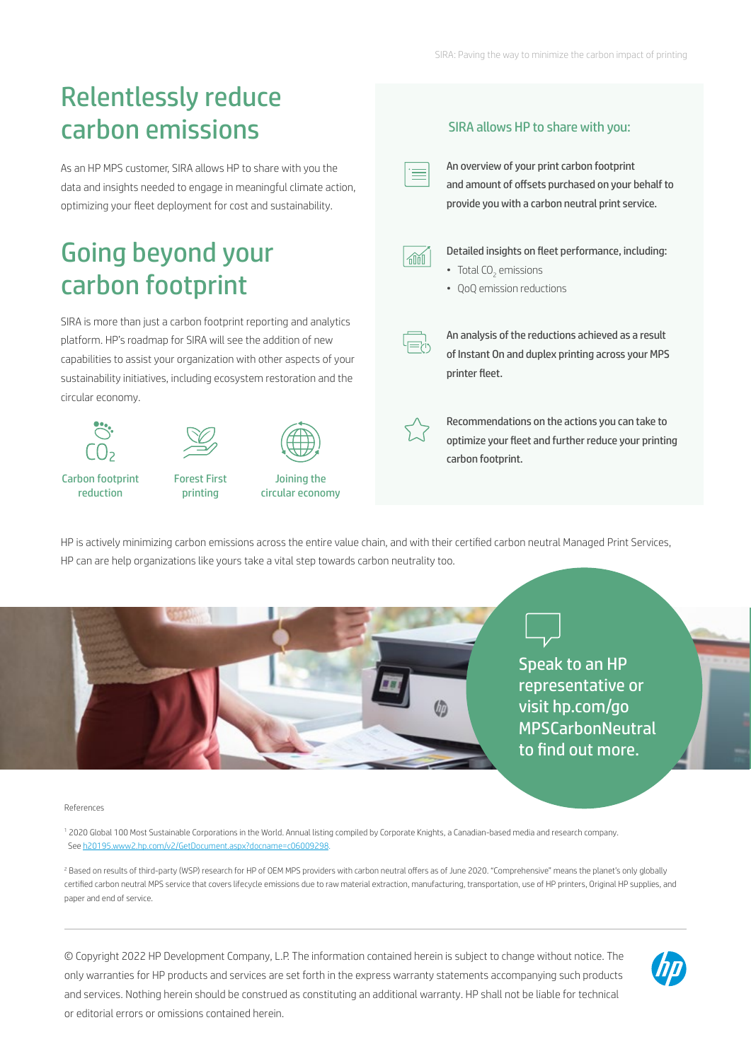# Relentlessly reduce carbon emissions

As an HP MPS customer, SIRA allows HP to share with you the data and insights needed to engage in meaningful climate action, optimizing your fleet deployment for cost and sustainability.

# Going beyond your carbon footprint

SIRA is more than just a carbon footprint reporting and analytics platform. HP's roadmap for SIRA will see the addition of new capabilities to assist your organization with other aspects of your sustainability initiatives, including ecosystem restoration and the circular economy.

Carbon footprint reduction

Forest First printing

Joining the circular economy

## SIRA allows HP to share with you:

An overview of your print carbon footprint and amount of offsets purchased on your behalf to provide you with a carbon neutral print service.

Detailed insights on fleet performance, including:

- Total $CO_2$ emissions
- QoQ emission reductions

An analysis of the reductions achieved as a result of Instant On and duplex printing across your MPS printer fleet.

Recommendations on the actions you can take to optimize your fleet and further reduce your printing carbon footprint.

HP is actively minimizing carbon emissions across the entire value chain, and with their certified carbon neutral Managed Print Services, HP can are help organizations like yours take a vital step towards carbon neutrality too.

Speak to an HP representative or visit hp.com/go MPSCarbonNeutral to find out more.

References

[1] 2020 Global 100 Most Sustainable Corporations in the World. Annual listing compiled by Corporate Knights, a Canadian-based media and research company. See h20195.www2.hp.com/v2/GetDocument.aspx?docname=c06009298.

[2] Based on results of third-party (WSP) research for HP of OEM MPS providers with carbon neutral offers as of June 2020. "Comprehensive" means the planet's only globally certified carbon neutral MPS service that covers lifecycle emissions due to raw material extraction, manufacturing, transportation, use of HP printers, Original HP supplies, and paper and end of service.

© Copyright 2022 HP Development Company, L.P. The information contained herein is subject to change without notice. The only warranties for HP products and services are set forth in the express warranty statements accompanying such products and services. Nothing herein should be construed as constituting an additional warranty. HP shall not be liable for technical or editorial errors or omissions contained herein.